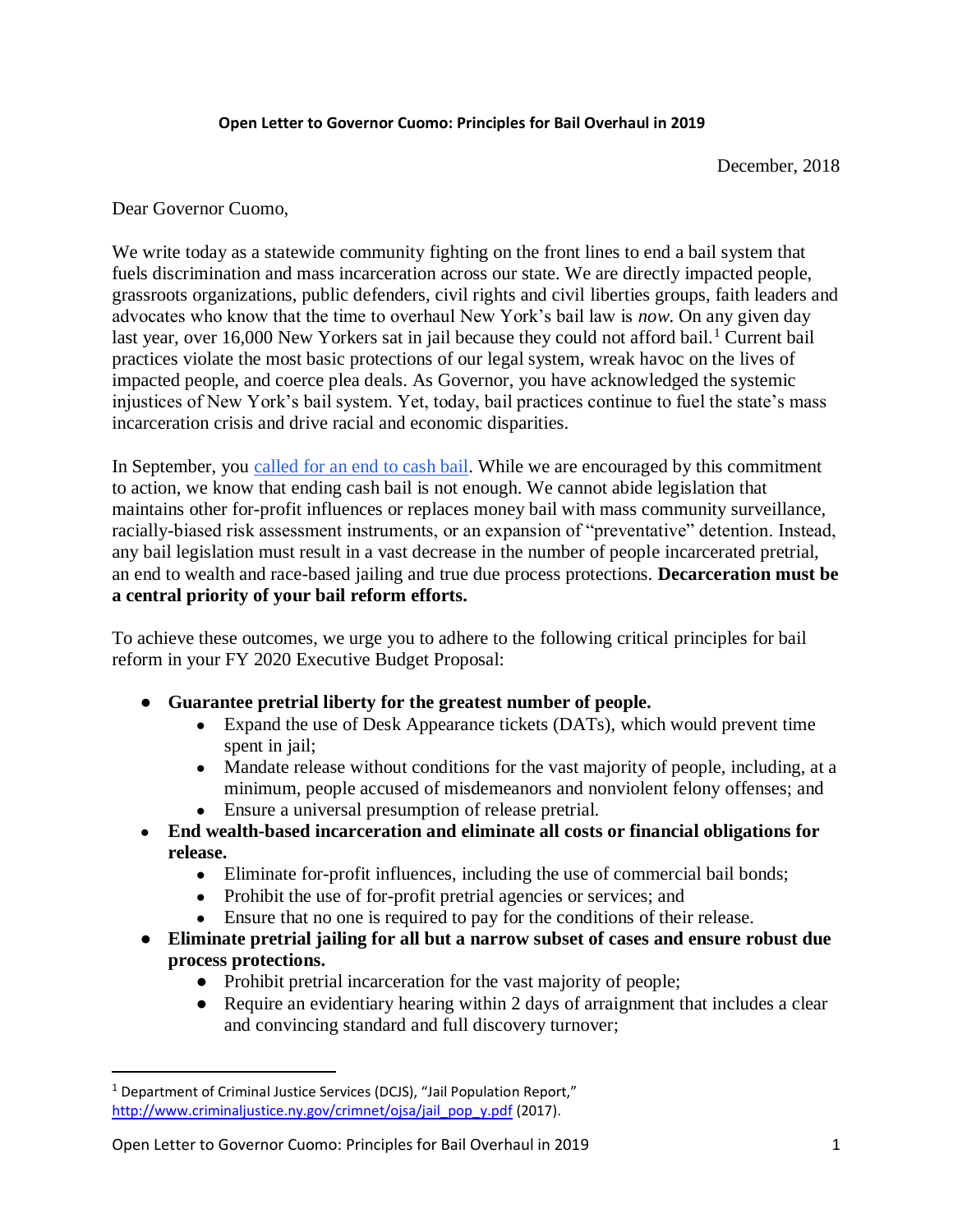**Open Letter to Governor Cuomo: Principles for Bail Overhaul in 2019**

December, 2018

Dear Governor Cuomo,

We write today as a statewide community fighting on the front lines to end a bail system that fuels discrimination and mass incarceration across our state. We are directly impacted people, grassroots organizations, public defenders, civil rights and civil liberties groups, faith leaders and advocates who know that the time to overhaul New York's bail law is *now*. On any given day last year, over 16,000 New Yorkers sat in jail because they could not afford bail.[1] Current bail practices violate the most basic protections of our legal system, wreak havoc on the lives of impacted people, and coerce plea deals. As Governor, you have acknowledged the systemic injustices of New York's bail system. Yet, today, bail practices continue to fuel the state's mass incarceration crisis and drive racial and economic disparities.

In September, you called for an end to cash bail. While we are encouraged by this commitment to action, we know that ending cash bail is not enough. We cannot abide legislation that maintains other for-profit influences or replaces money bail with mass community surveillance, racially-biased risk assessment instruments, or an expansion of "preventative" detention. Instead, any bail legislation must result in a vast decrease in the number of people incarcerated pretrial, an end to wealth and race-based jailing and true due process protections. **Decarceration must be a central priority of your bail reform efforts.**

To achieve these outcomes, we urge you to adhere to the following critical principles for bail reform in your FY 2020 Executive Budget Proposal:

- **Guarantee pretrial liberty for the greatest number of people.**
    - Expand the use of Desk Appearance tickets (DATs), which would prevent time spent in jail;
    - Mandate release without conditions for the vast majority of people, including, at a minimum, people accused of misdemeanors and nonviolent felony offenses; and
    - Ensure a universal presumption of release pretrial.
- **End wealth-based incarceration and eliminate all costs or financial obligations for release.**
    - Eliminate for-profit influences, including the use of commercial bail bonds;
    - Prohibit the use of for-profit pretrial agencies or services; and
    - Ensure that no one is required to pay for the conditions of their release.
- **Eliminate pretrial jailing for all but a narrow subset of cases and ensure robust due process protections.**
    - Prohibit pretrial incarceration for the vast majority of people;
    - Require an evidentiary hearing within 2 days of arraignment that includes a clear and convincing standard and full discovery turnover;

---

[1] Department of Criminal Justice Services (DCJS), "Jail Population Report," http://www.criminaljustice.ny.gov/crimnet/ojsa/jail_pop_y.pdf (2017).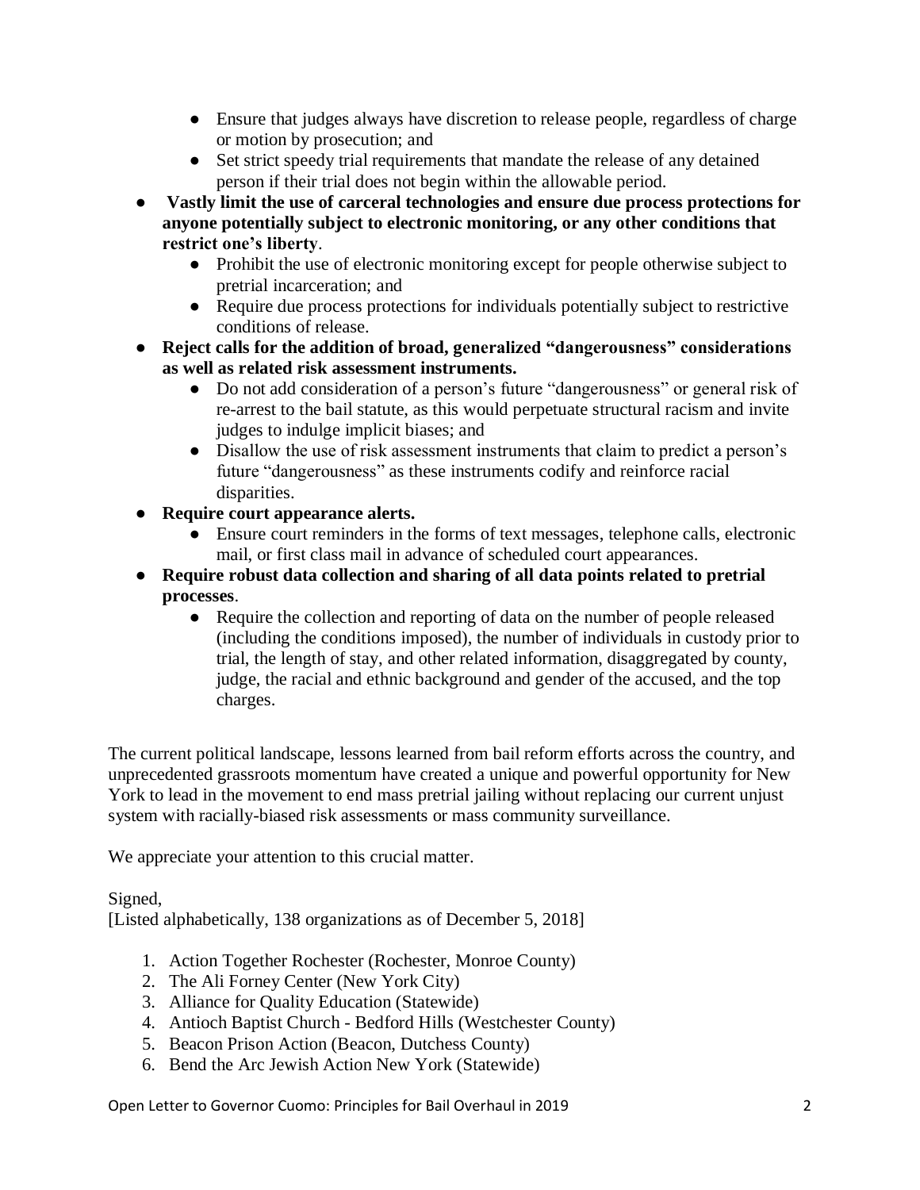- Ensure that judges always have discretion to release people, regardless of charge or motion by prosecution; and
  - Set strict speedy trial requirements that mandate the release of any detained person if their trial does not begin within the allowable period.
- **Vastly limit the use of carceral technologies and ensure due process protections for anyone potentially subject to electronic monitoring, or any other conditions that restrict one's liberty**.
  - Prohibit the use of electronic monitoring except for people otherwise subject to pretrial incarceration; and
  - Require due process protections for individuals potentially subject to restrictive conditions of release.
- **Reject calls for the addition of broad, generalized "dangerousness" considerations as well as related risk assessment instruments.**
  - Do not add consideration of a person's future "dangerousness" or general risk of re-arrest to the bail statute, as this would perpetuate structural racism and invite judges to indulge implicit biases; and
  - Disallow the use of risk assessment instruments that claim to predict a person's future "dangerousness" as these instruments codify and reinforce racial disparities.
- **Require court appearance alerts.**
  - Ensure court reminders in the forms of text messages, telephone calls, electronic mail, or first class mail in advance of scheduled court appearances.
- **Require robust data collection and sharing of all data points related to pretrial processes**.
  - Require the collection and reporting of data on the number of people released (including the conditions imposed), the number of individuals in custody prior to trial, the length of stay, and other related information, disaggregated by county, judge, the racial and ethnic background and gender of the accused, and the top charges.

The current political landscape, lessons learned from bail reform efforts across the country, and unprecedented grassroots momentum have created a unique and powerful opportunity for New York to lead in the movement to end mass pretrial jailing without replacing our current unjust system with racially-biased risk assessments or mass community surveillance.

We appreciate your attention to this crucial matter.

Signed,
[Listed alphabetically, 138 organizations as of December 5, 2018]

1. Action Together Rochester (Rochester, Monroe County)
2. The Ali Forney Center (New York City)
3. Alliance for Quality Education (Statewide)
4. Antioch Baptist Church - Bedford Hills (Westchester County)
5. Beacon Prison Action (Beacon, Dutchess County)
6. Bend the Arc Jewish Action New York (Statewide)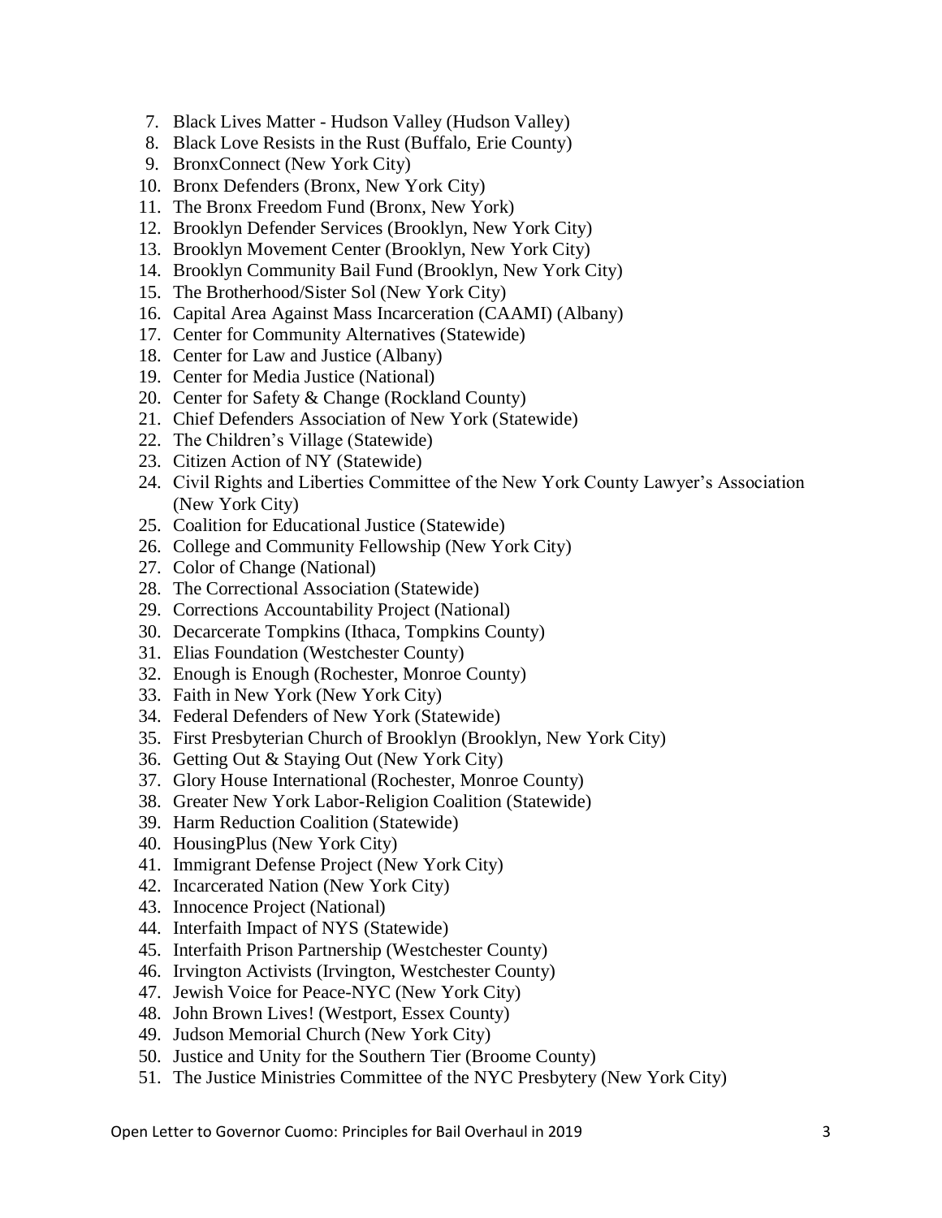7. Black Lives Matter - Hudson Valley (Hudson Valley)
8. Black Love Resists in the Rust (Buffalo, Erie County)
9. BronxConnect (New York City)
10. Bronx Defenders (Bronx, New York City)
11. The Bronx Freedom Fund (Bronx, New York)
12. Brooklyn Defender Services (Brooklyn, New York City)
13. Brooklyn Movement Center (Brooklyn, New York City)
14. Brooklyn Community Bail Fund (Brooklyn, New York City)
15. The Brotherhood/Sister Sol (New York City)
16. Capital Area Against Mass Incarceration (CAAMI) (Albany)
17. Center for Community Alternatives (Statewide)
18. Center for Law and Justice (Albany)
19. Center for Media Justice (National)
20. Center for Safety & Change (Rockland County)
21. Chief Defenders Association of New York (Statewide)
22. The Children's Village (Statewide)
23. Citizen Action of NY (Statewide)
24. Civil Rights and Liberties Committee of the New York County Lawyer's Association (New York City)
25. Coalition for Educational Justice (Statewide)
26. College and Community Fellowship (New York City)
27. Color of Change (National)
28. The Correctional Association (Statewide)
29. Corrections Accountability Project (National)
30. Decarcerate Tompkins (Ithaca, Tompkins County)
31. Elias Foundation (Westchester County)
32. Enough is Enough (Rochester, Monroe County)
33. Faith in New York (New York City)
34. Federal Defenders of New York (Statewide)
35. First Presbyterian Church of Brooklyn (Brooklyn, New York City)
36. Getting Out & Staying Out (New York City)
37. Glory House International (Rochester, Monroe County)
38. Greater New York Labor-Religion Coalition (Statewide)
39. Harm Reduction Coalition (Statewide)
40. HousingPlus (New York City)
41. Immigrant Defense Project (New York City)
42. Incarcerated Nation (New York City)
43. Innocence Project (National)
44. Interfaith Impact of NYS (Statewide)
45. Interfaith Prison Partnership (Westchester County)
46. Irvington Activists (Irvington, Westchester County)
47. Jewish Voice for Peace-NYC (New York City)
48. John Brown Lives! (Westport, Essex County)
49. Judson Memorial Church (New York City)
50. Justice and Unity for the Southern Tier (Broome County)
51. The Justice Ministries Committee of the NYC Presbytery (New York City)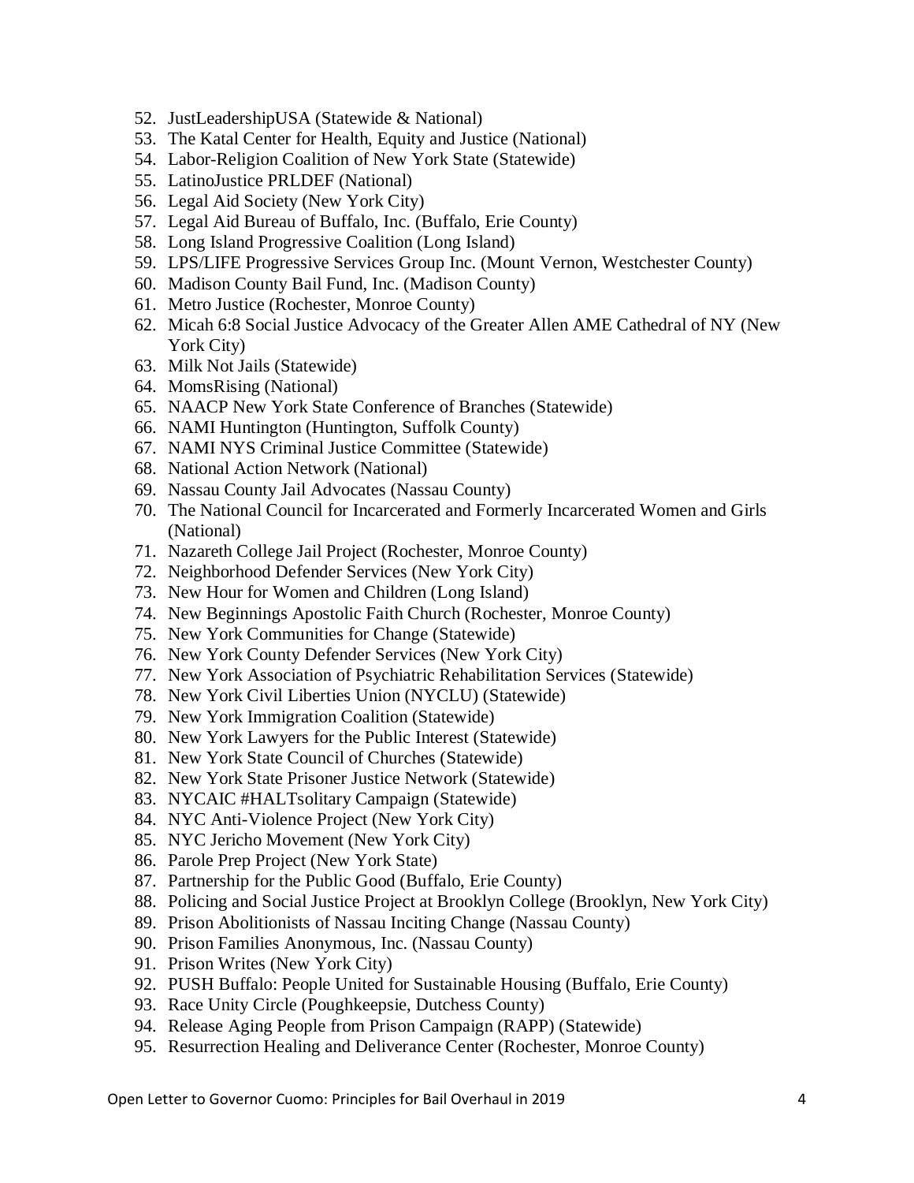52. JustLeadershipUSA (Statewide & National)
53. The Katal Center for Health, Equity and Justice (National)
54. Labor-Religion Coalition of New York State (Statewide)
55. LatinoJustice PRLDEF (National)
56. Legal Aid Society (New York City)
57. Legal Aid Bureau of Buffalo, Inc. (Buffalo, Erie County)
58. Long Island Progressive Coalition (Long Island)
59. LPS/LIFE Progressive Services Group Inc. (Mount Vernon, Westchester County)
60. Madison County Bail Fund, Inc. (Madison County)
61. Metro Justice (Rochester, Monroe County)
62. Micah 6:8 Social Justice Advocacy of the Greater Allen AME Cathedral of NY (New York City)
63. Milk Not Jails (Statewide)
64. MomsRising (National)
65. NAACP New York State Conference of Branches (Statewide)
66. NAMI Huntington (Huntington, Suffolk County)
67. NAMI NYS Criminal Justice Committee (Statewide)
68. National Action Network (National)
69. Nassau County Jail Advocates (Nassau County)
70. The National Council for Incarcerated and Formerly Incarcerated Women and Girls (National)
71. Nazareth College Jail Project (Rochester, Monroe County)
72. Neighborhood Defender Services (New York City)
73. New Hour for Women and Children (Long Island)
74. New Beginnings Apostolic Faith Church (Rochester, Monroe County)
75. New York Communities for Change (Statewide)
76. New York County Defender Services (New York City)
77. New York Association of Psychiatric Rehabilitation Services (Statewide)
78. New York Civil Liberties Union (NYCLU) (Statewide)
79. New York Immigration Coalition (Statewide)
80. New York Lawyers for the Public Interest (Statewide)
81. New York State Council of Churches (Statewide)
82. New York State Prisoner Justice Network (Statewide)
83. NYCAIC #HALTsolitary Campaign (Statewide)
84. NYC Anti-Violence Project (New York City)
85. NYC Jericho Movement (New York City)
86. Parole Prep Project (New York State)
87. Partnership for the Public Good (Buffalo, Erie County)
88. Policing and Social Justice Project at Brooklyn College (Brooklyn, New York City)
89. Prison Abolitionists of Nassau Inciting Change (Nassau County)
90. Prison Families Anonymous, Inc. (Nassau County)
91. Prison Writes (New York City)
92. PUSH Buffalo: People United for Sustainable Housing (Buffalo, Erie County)
93. Race Unity Circle (Poughkeepsie, Dutchess County)
94. Release Aging People from Prison Campaign (RAPP) (Statewide)
95. Resurrection Healing and Deliverance Center (Rochester, Monroe County)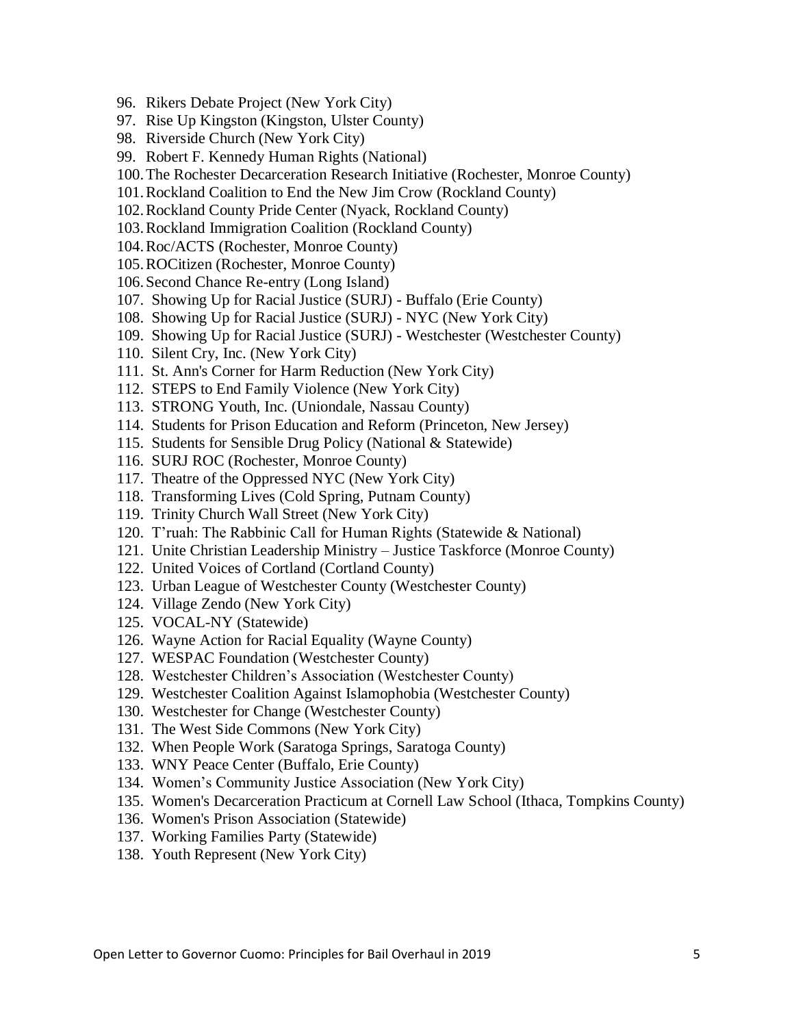96. Rikers Debate Project (New York City)
97. Rise Up Kingston (Kingston, Ulster County)
98. Riverside Church (New York City)
99. Robert F. Kennedy Human Rights (National)
100. The Rochester Decarceration Research Initiative (Rochester, Monroe County)
101. Rockland Coalition to End the New Jim Crow (Rockland County)
102. Rockland County Pride Center (Nyack, Rockland County)
103. Rockland Immigration Coalition (Rockland County)
104. Roc/ACTS (Rochester, Monroe County)
105. ROCitizen (Rochester, Monroe County)
106. Second Chance Re-entry (Long Island)
107. Showing Up for Racial Justice (SURJ) - Buffalo (Erie County)
108. Showing Up for Racial Justice (SURJ) - NYC (New York City)
109. Showing Up for Racial Justice (SURJ) - Westchester (Westchester County)
110. Silent Cry, Inc. (New York City)
111. St. Ann's Corner for Harm Reduction (New York City)
112. STEPS to End Family Violence (New York City)
113. STRONG Youth, Inc. (Uniondale, Nassau County)
114. Students for Prison Education and Reform (Princeton, New Jersey)
115. Students for Sensible Drug Policy (National & Statewide)
116. SURJ ROC (Rochester, Monroe County)
117. Theatre of the Oppressed NYC (New York City)
118. Transforming Lives (Cold Spring, Putnam County)
119. Trinity Church Wall Street (New York City)
120. T'ruah: The Rabbinic Call for Human Rights (Statewide & National)
121. Unite Christian Leadership Ministry – Justice Taskforce (Monroe County)
122. United Voices of Cortland (Cortland County)
123. Urban League of Westchester County (Westchester County)
124. Village Zendo (New York City)
125. VOCAL-NY (Statewide)
126. Wayne Action for Racial Equality (Wayne County)
127. WESPAC Foundation (Westchester County)
128. Westchester Children's Association (Westchester County)
129. Westchester Coalition Against Islamophobia (Westchester County)
130. Westchester for Change (Westchester County)
131. The West Side Commons (New York City)
132. When People Work (Saratoga Springs, Saratoga County)
133. WNY Peace Center (Buffalo, Erie County)
134. Women's Community Justice Association (New York City)
135. Women's Decarceration Practicum at Cornell Law School (Ithaca, Tompkins County)
136. Women's Prison Association (Statewide)
137. Working Families Party (Statewide)
138. Youth Represent (New York City)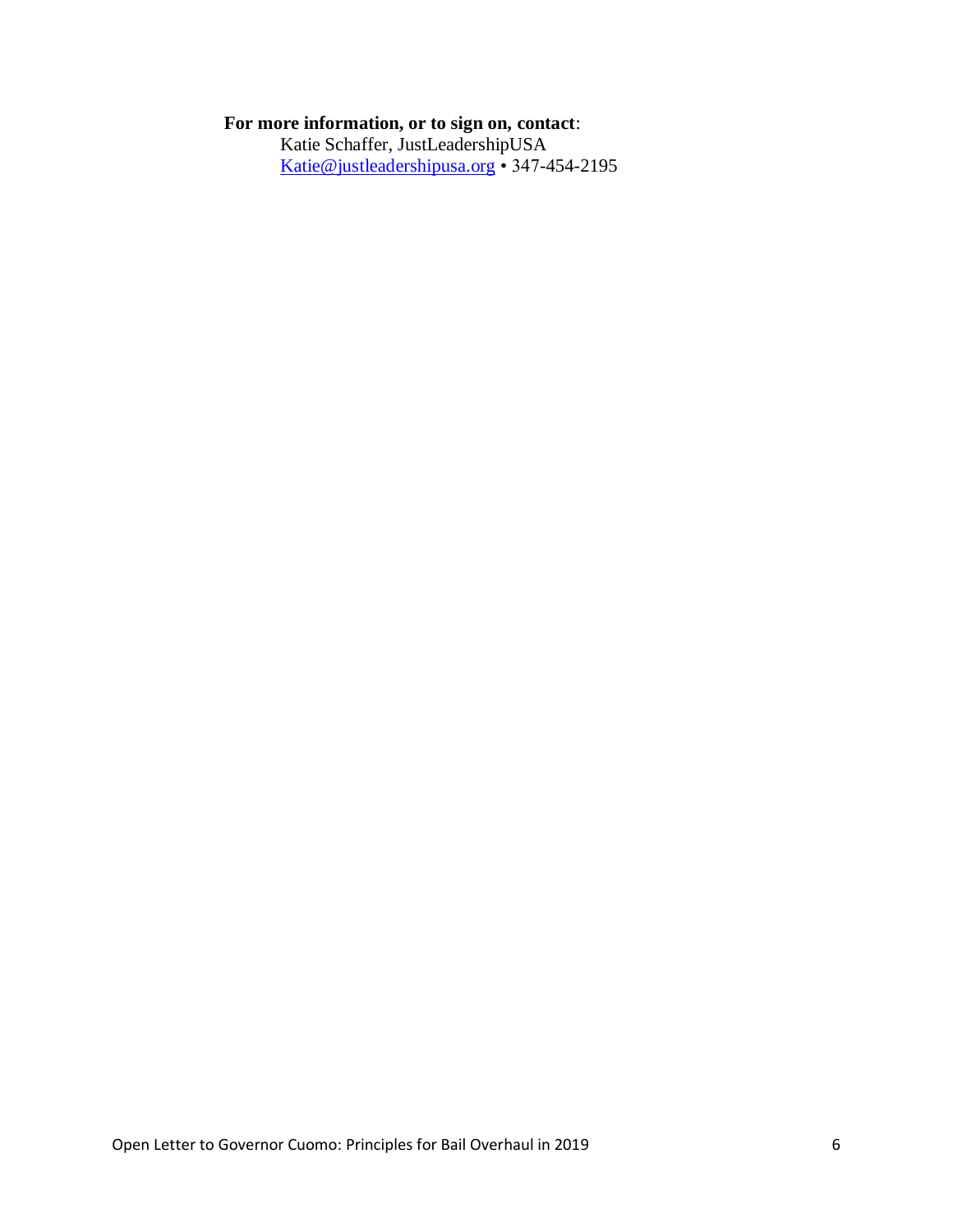**For more information, or to sign on, contact**:

Katie Schaffer, JustLeadershipUSA
Katie@justleadershipusa.org • 347-454-2195